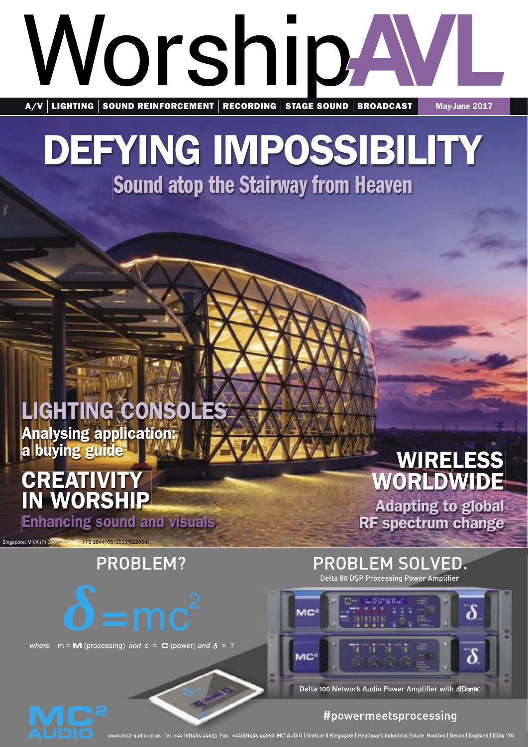# WorshipAVL

A/V | LIGHTING | SOUND REINFORCEMENT | RECORDING | STAGE SOUND | BROADCAST | May-June 2017

## DEFYING IMPOSSIBILITY

### Sound atop the Stairway from Heaven

## LIGHTING CONSOLES

**Analysing application: a buying guide**

## CREATIVITY IN WORSHIP

**Enhancing sound and visuals**

## WIRELESS WORLDWIDE

**Adapting to global RF spectrum change**

Singapore: MICA (P) 100/07/2016 PPS 1644/05/2013(022954)

PROBLEM?

$\delta = mc^2$

*where* m = **M** (processing) *and* c = **C** (power) *and* $\delta$ = ?

PROBLEM SOLVED.

Delta 80 DSP Processing Power Amplifier

Delta 100 Network Audio Power Amplifier with Dante

MC² AUDIO

#powermeetsprocessing

www.mc2-audio.co.uk Tel. +44 (0)1404 44633 Fax. +44(0)1404 44660 MC² AUDIO | Units 6-8 Kingsgate | Heathpark Industrial Estate Honiton | Devon | England | EX14 1YG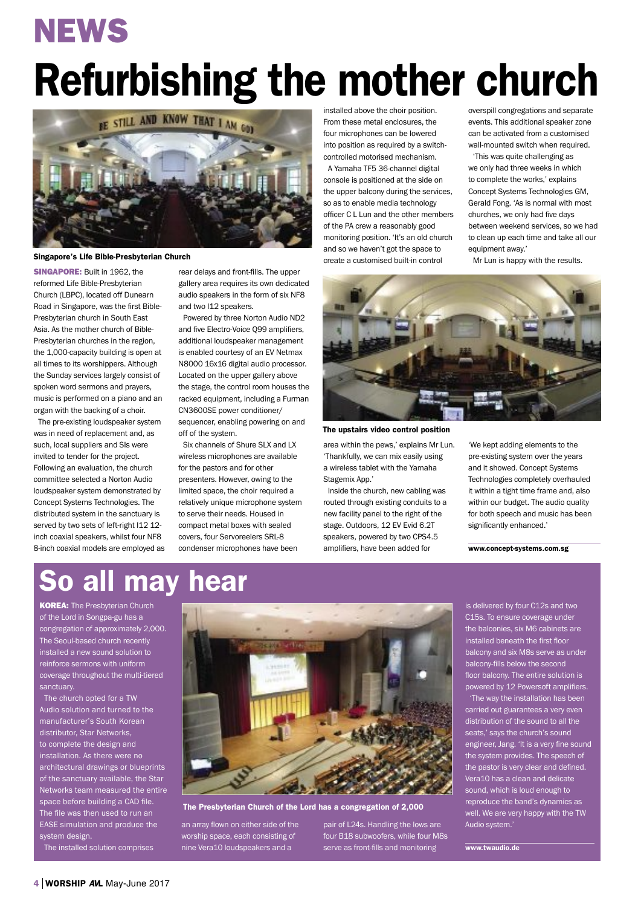# NEWS

## Refurbishing the mother church

Singapore's Life Bible-Presbyterian Church

**SINGAPORE:** Built in 1962, the reformed Life Bible-Presbyterian Church (LBPC), located off Dunearn Road in Singapore, was the first Bible-Presbyterian church in South East Asia. As the mother church of Bible-Presbyterian churches in the region, the 1,000-capacity building is open at all times to its worshippers. Although the Sunday services largely consist of spoken word sermons and prayers, music is performed on a piano and an organ with the backing of a choir.

The pre-existing loudspeaker system was in need of replacement and, as such, local suppliers and SIs were invited to tender for the project. Following an evaluation, the church committee selected a Norton Audio loudspeaker system demonstrated by Concept Systems Technologies. The distributed system in the sanctuary is served by two sets of left-right I12 12-inch coaxial speakers, whilst four NF8 8-inch coaxial models are employed as rear delays and front-fills. The upper gallery area requires its own dedicated audio speakers in the form of six NF8 and two I12 speakers.

Powered by three Norton Audio ND2 and five Electro-Voice Q99 amplifiers, additional loudspeaker management is enabled courtesy of an EV Netmax N8000 16x16 digital audio processor. Located on the upper gallery above the stage, the control room houses the racked equipment, including a Furman CN3600SE power conditioner/sequencer, enabling powering on and off of the system.

Six channels of Shure SLX and LX wireless microphones are available for the pastors and for other presenters. However, owing to the limited space, the choir required a relatively unique microphone system to serve their needs. Housed in compact metal boxes with sealed covers, four Servoreelers SRL-8 condenser microphones have been installed above the choir position. From these metal enclosures, the four microphones can be lowered into position as required by a switch-controlled motorised mechanism.

A Yamaha TF5 36-channel digital console is positioned at the side on the upper balcony during the services, so as to enable media technology officer C L Lun and the other members of the PA crew a reasonably good monitoring position. 'It's an old church and so we haven't got the space to create a customised built-in control area within the pews,' explains Mr Lun. 'Thankfully, we can mix easily using a wireless tablet with the Yamaha Stagemix App.'

Inside the church, new cabling was routed through existing conduits to a new facility panel to the right of the stage. Outdoors, 12 EV Evid 6.2T speakers, powered by two CPS4.5 amplifiers, have been added for overspill congregations and separate events. This additional speaker zone can be activated from a customised wall-mounted switch when required.

'This was quite challenging as we only had three weeks in which to complete the works,' explains Concept Systems Technologies GM, Gerald Fong. 'As is normal with most churches, we only had five days between weekend services, so we had to clean up each time and take all our equipment away.'

Mr Lun is happy with the results.

The upstairs video control position

'We kept adding elements to the pre-existing system over the years and it showed. Concept Systems Technologies completely overhauled it within a tight time frame and, also within our budget. The audio quality for both speech and music has been significantly enhanced.'

www.concept-systems.com.sg

## So all may hear

**KOREA:** The Presbyterian Church of the Lord in Songpa-gu has a congregation of approximately 2,000. The Seoul-based church recently installed a new sound solution to reinforce sermons with uniform coverage throughout the multi-tiered sanctuary.

The church opted for a TW Audio solution and turned to the manufacturer's South Korean distributor, Star Networks, to complete the design and installation. As there were no architectural drawings or blueprints of the sanctuary available, the Star Networks team measured the entire space before building a CAD file. The file was then used to run an EASE simulation and produce the system design.

The installed solution comprises an array flown on either side of the worship space, each consisting of nine Vera10 loudspeakers and a pair of L24s. Handling the lows are four B18 subwoofers, while four M8s serve as front-fills and monitoring is delivered by four C12s and two C15s. To ensure coverage under the balconies, six M6 cabinets are installed beneath the first floor balcony and six M8s serve as under balcony-fills below the second floor balcony. The entire solution is powered by 12 Powersoft amplifiers.

'The way the installation has been carried out guarantees a very even distribution of the sound to all the seats,' says the church's sound engineer, Jang. 'It is a very fine sound the system provides. The speech of the pastor is very clear and defined. Vera10 has a clean and delicate sound, which is loud enough to reproduce the band's dynamics as well. We are very happy with the TW Audio system.'

The Presbyterian Church of the Lord has a congregation of 2,000

www.twaudio.de